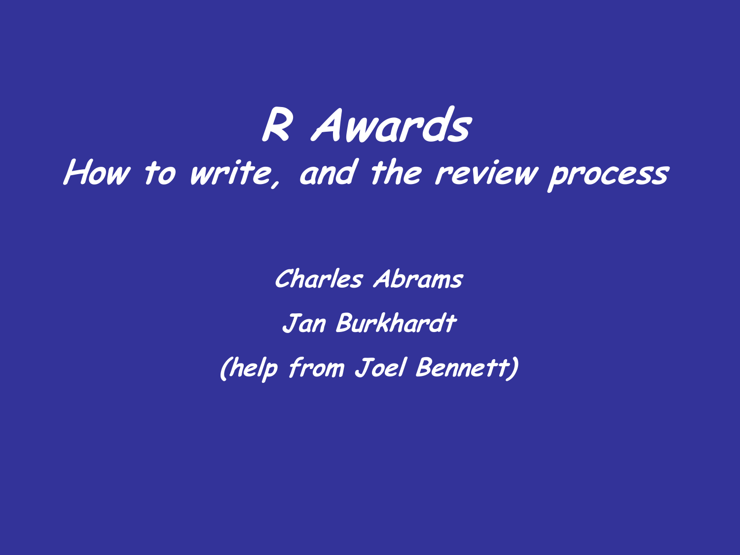# R Awards

## How to write, and the review process

**Charles Abrams**

**Jan Burkhardt**

**(help from Joel Bennett)**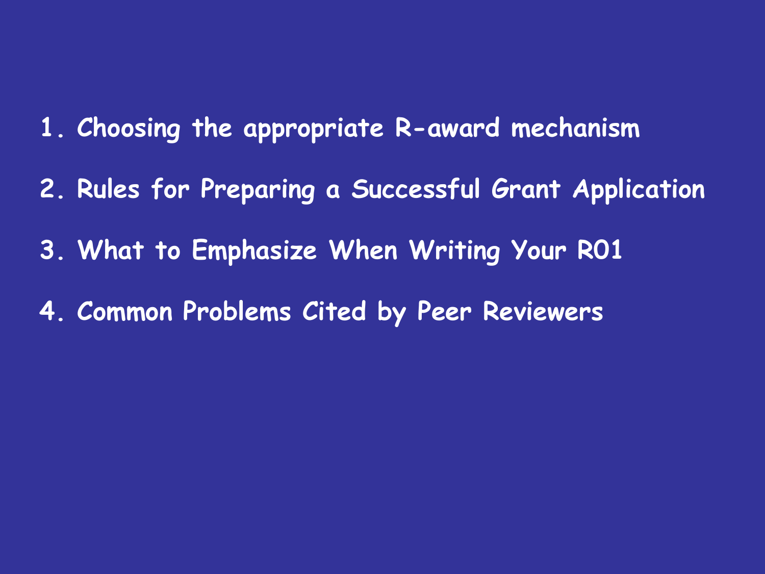1. Choosing the appropriate R-award mechanism
2. Rules for Preparing a Successful Grant Application
3. What to Emphasize When Writing Your R01
4. Common Problems Cited by Peer Reviewers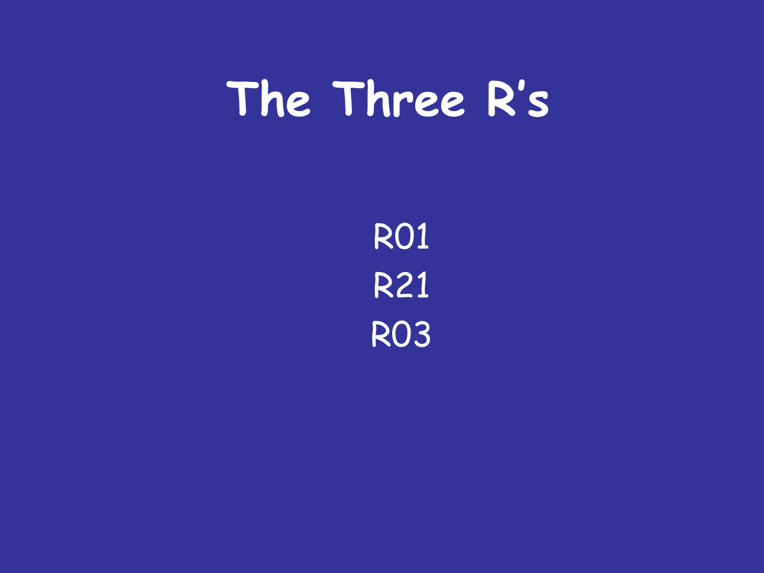# The Three R's

R01

R21

R03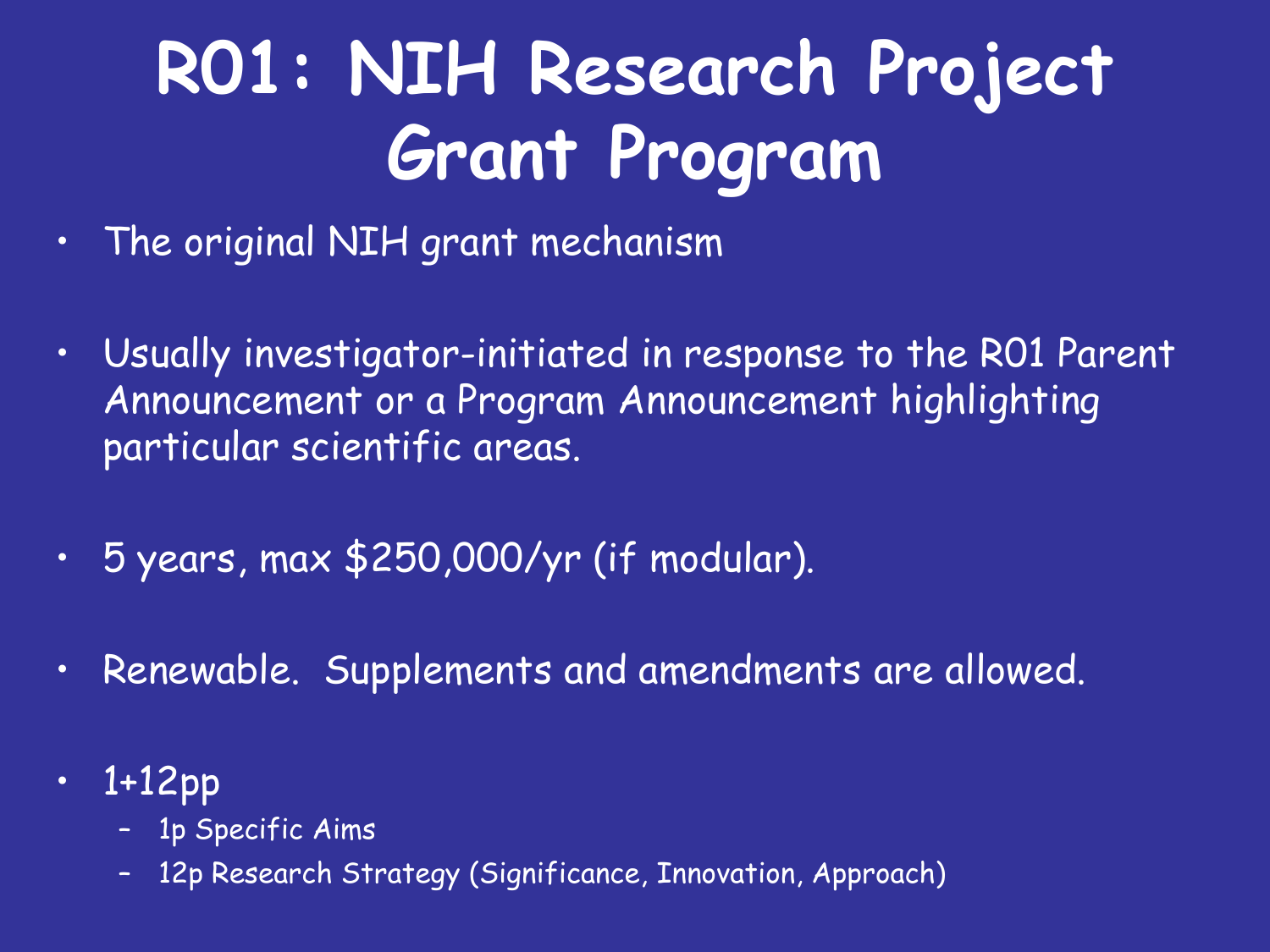# R01: NIH Research Project Grant Program

- The original NIH grant mechanism
- Usually investigator-initiated in response to the R01 Parent Announcement or a Program Announcement highlighting particular scientific areas.
- 5 years, max $250,000/yr (if modular).
- Renewable. Supplements and amendments are allowed.
- 1+12pp
  - 1p Specific Aims
  - 12p Research Strategy (Significance, Innovation, Approach)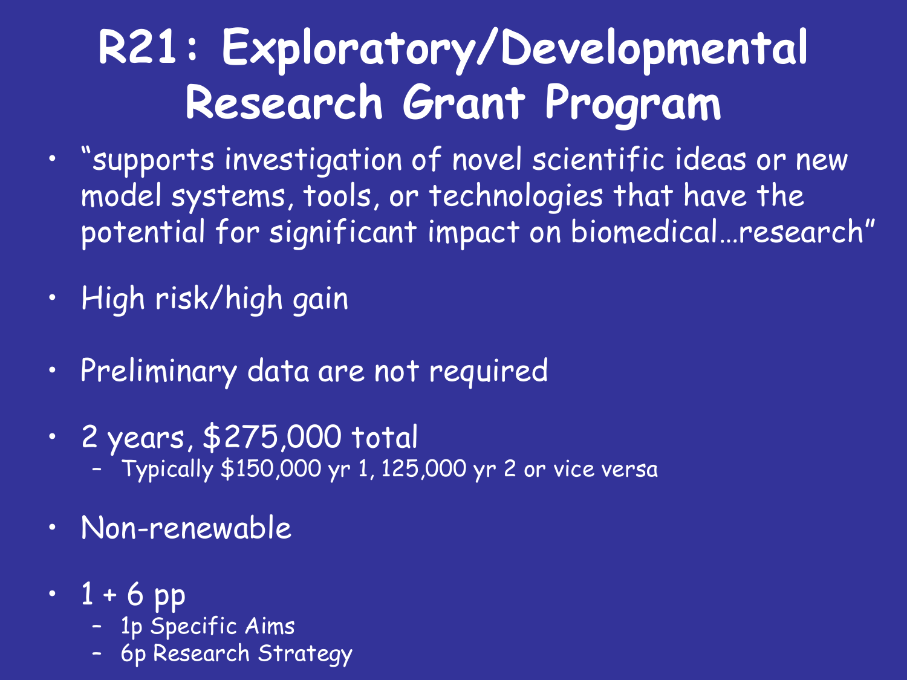# R21: Exploratory/Developmental Research Grant Program

- "supports investigation of novel scientific ideas or new model systems, tools, or technologies that have the potential for significant impact on biomedical…research"
- High risk/high gain
- Preliminary data are not required
- 2 years, $275,000 total
  - Typically $150,000 yr 1, 125,000 yr 2 or vice versa
- Non-renewable
- 1 + 6 pp
  - 1p Specific Aims
  - 6p Research Strategy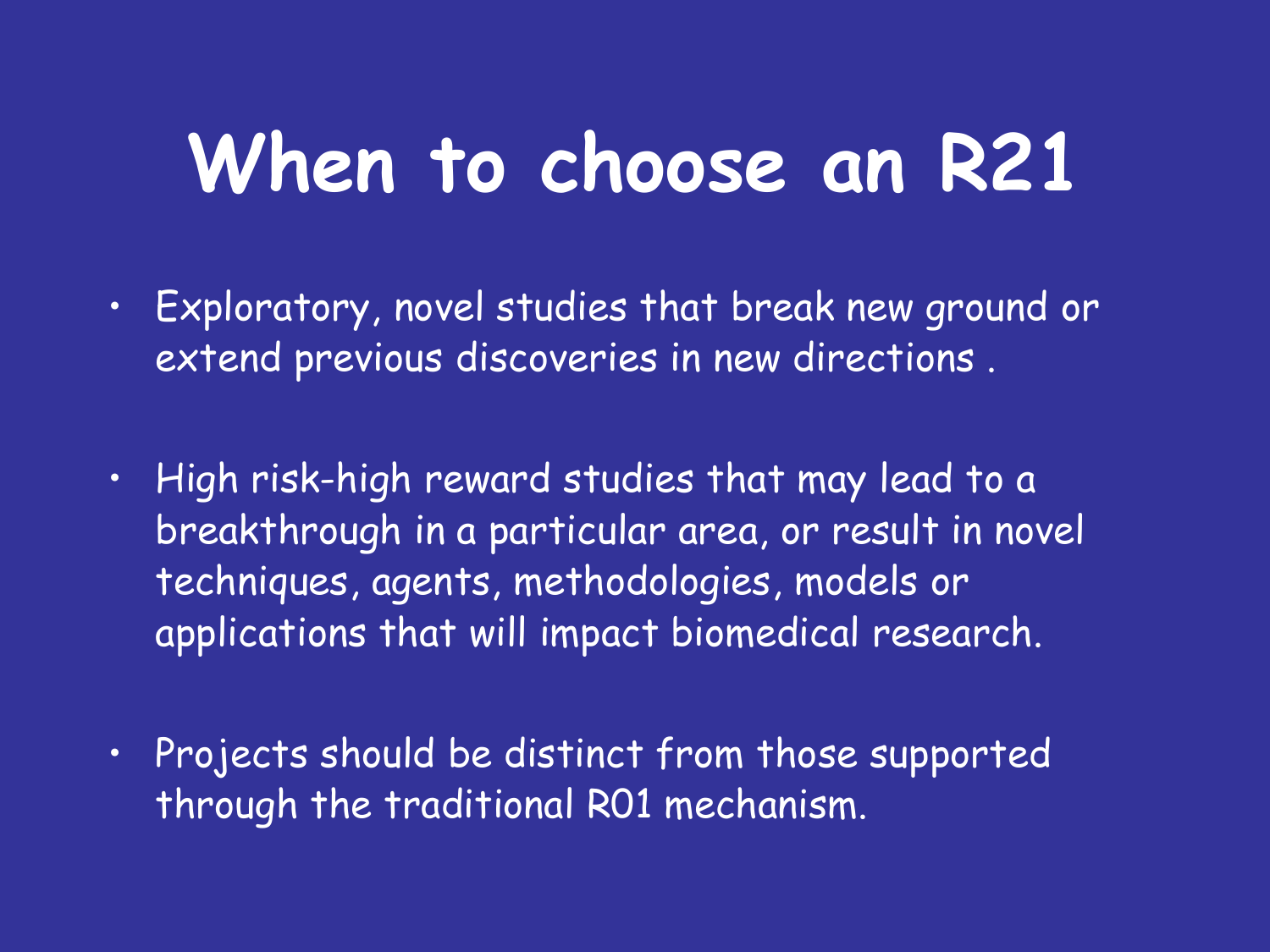# When to choose an R21

- Exploratory, novel studies that break new ground or extend previous discoveries in new directions .
- High risk-high reward studies that may lead to a breakthrough in a particular area, or result in novel techniques, agents, methodologies, models or applications that will impact biomedical research.
- Projects should be distinct from those supported through the traditional R01 mechanism.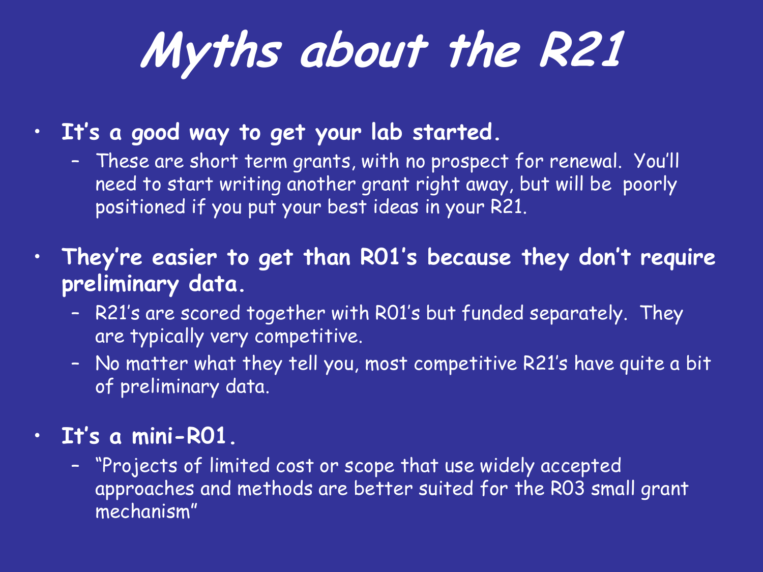# *Myths about the R21*

- **It's a good way to get your lab started.**
  - These are short term grants, with no prospect for renewal. You'll need to start writing another grant right away, but will be poorly positioned if you put your best ideas in your R21.
- **They're easier to get than R01's because they don't require preliminary data.**
  - R21's are scored together with R01's but funded separately. They are typically very competitive.
  - No matter what they tell you, most competitive R21's have quite a bit of preliminary data.
- **It's a mini-R01.**
  - "Projects of limited cost or scope that use widely accepted approaches and methods are better suited for the R03 small grant mechanism"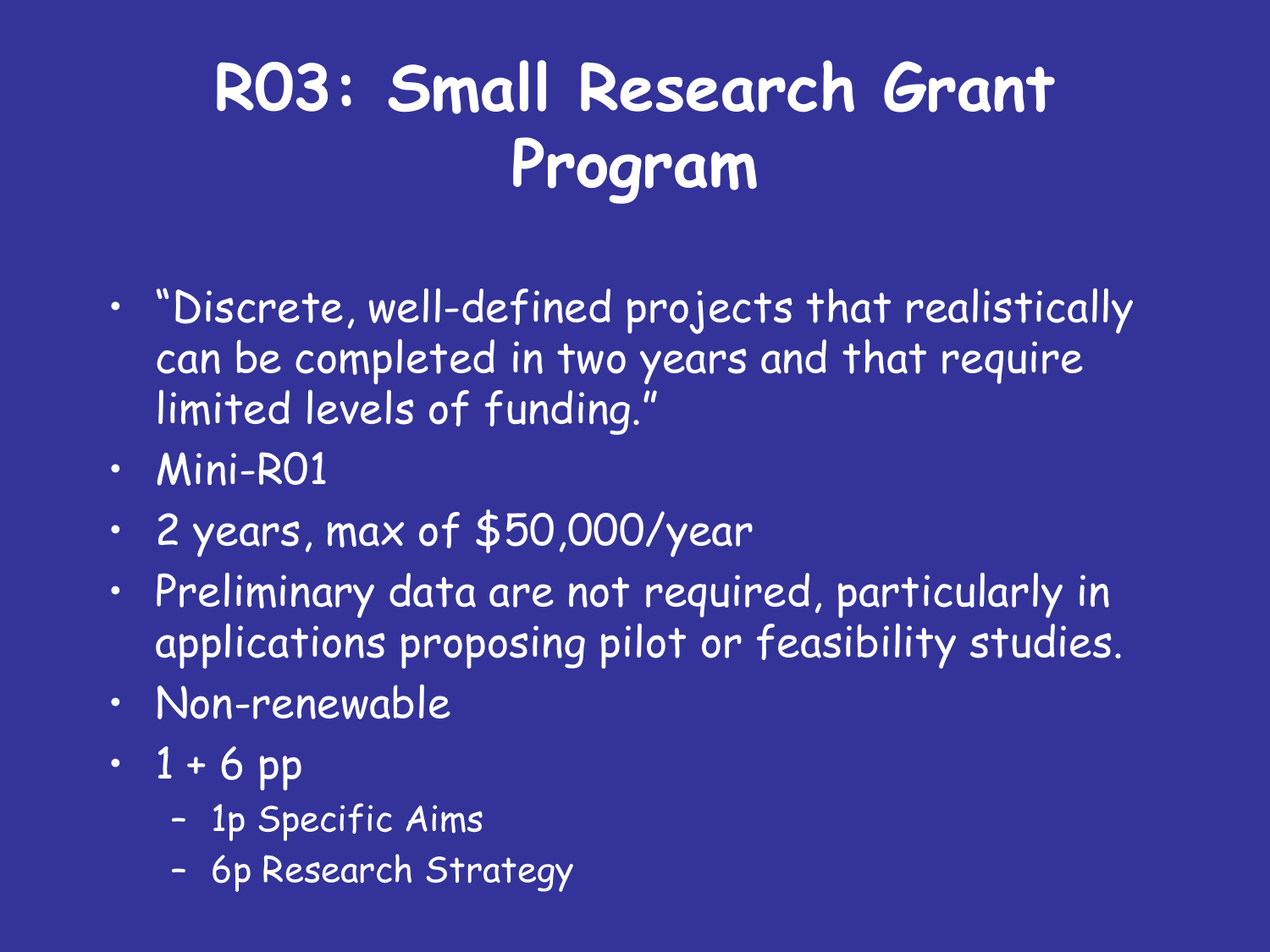# R03: Small Research Grant Program

- "Discrete, well-defined projects that realistically can be completed in two years and that require limited levels of funding."
- Mini-R01
- 2 years, max of $50,000/year
- Preliminary data are not required, particularly in applications proposing pilot or feasibility studies.
- Non-renewable
- 1 + 6 pp
  - 1p Specific Aims
  - 6p Research Strategy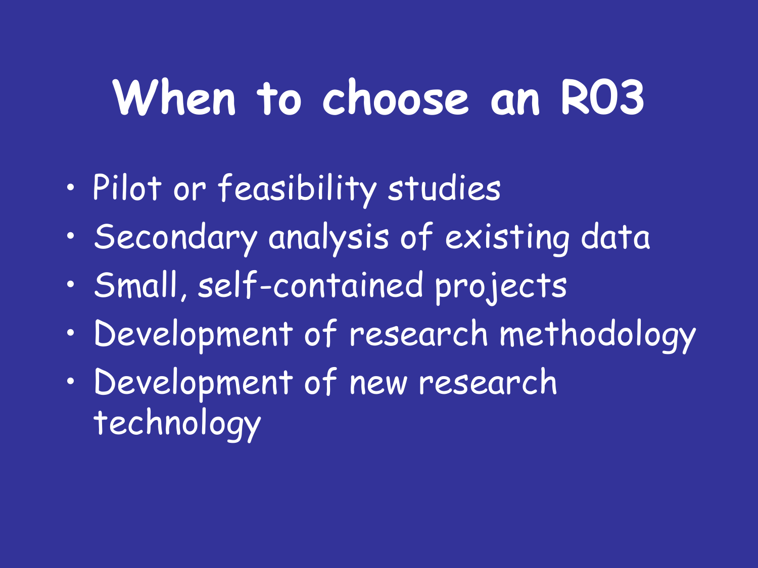# When to choose an R03

- Pilot or feasibility studies
- Secondary analysis of existing data
- Small, self-contained projects
- Development of research methodology
- Development of new research technology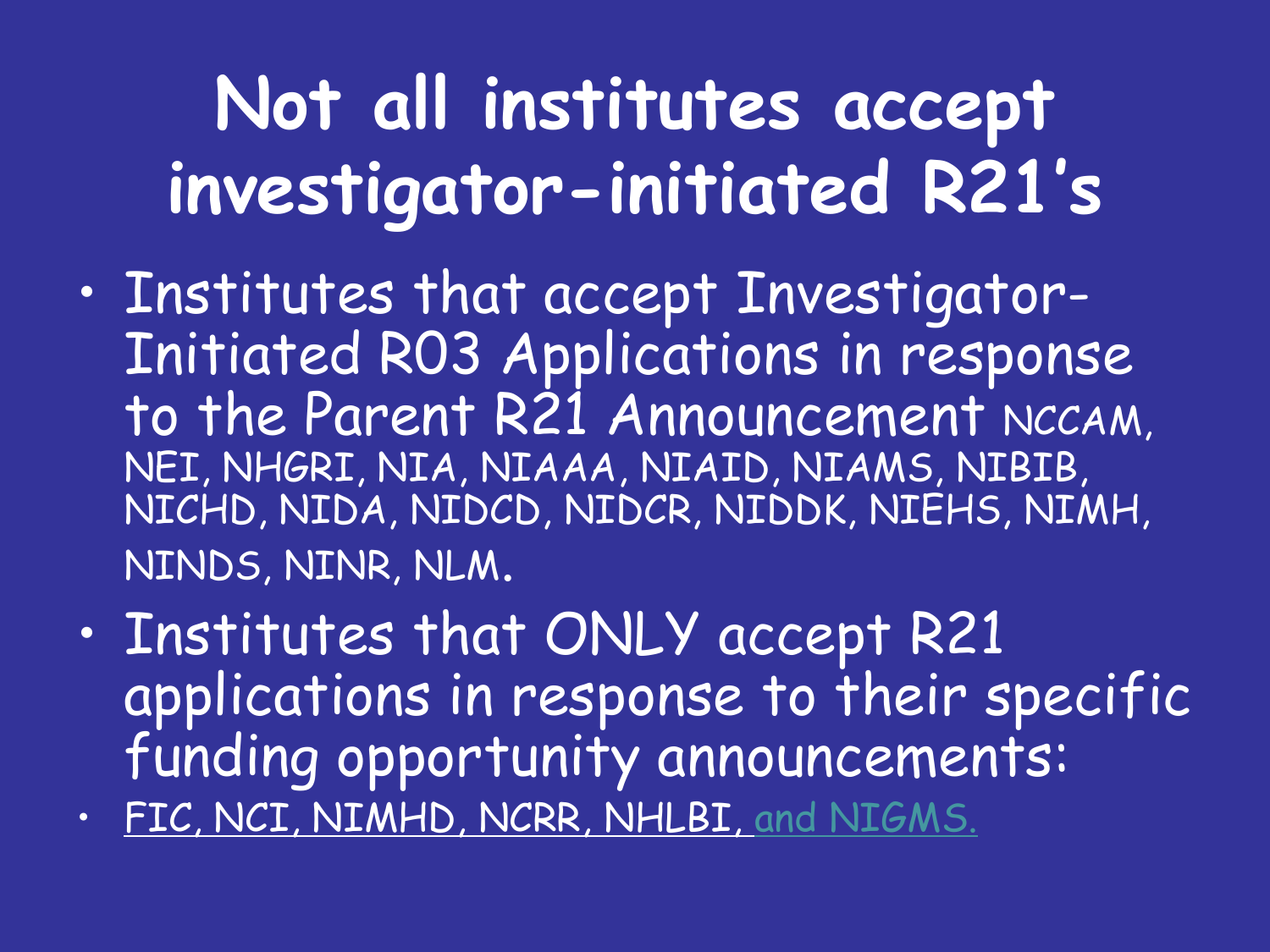# Not all institutes accept investigator-initiated R21's

- Institutes that accept Investigator-Initiated R03 Applications in response to the Parent R21 Announcement NCCAM, NEI, NHGRI, NIA, NIAAA, NIAID, NIAMS, NIBIB, NICHD, NIDA, NIDCD, NIDCR, NIDDK, NIEHS, NIMH, NINDS, NINR, NLM.
- Institutes that ONLY accept R21 applications in response to their specific funding opportunity announcements:
- FIC, NCI, NIMHD, NCRR, NHLBI, and NIGMS.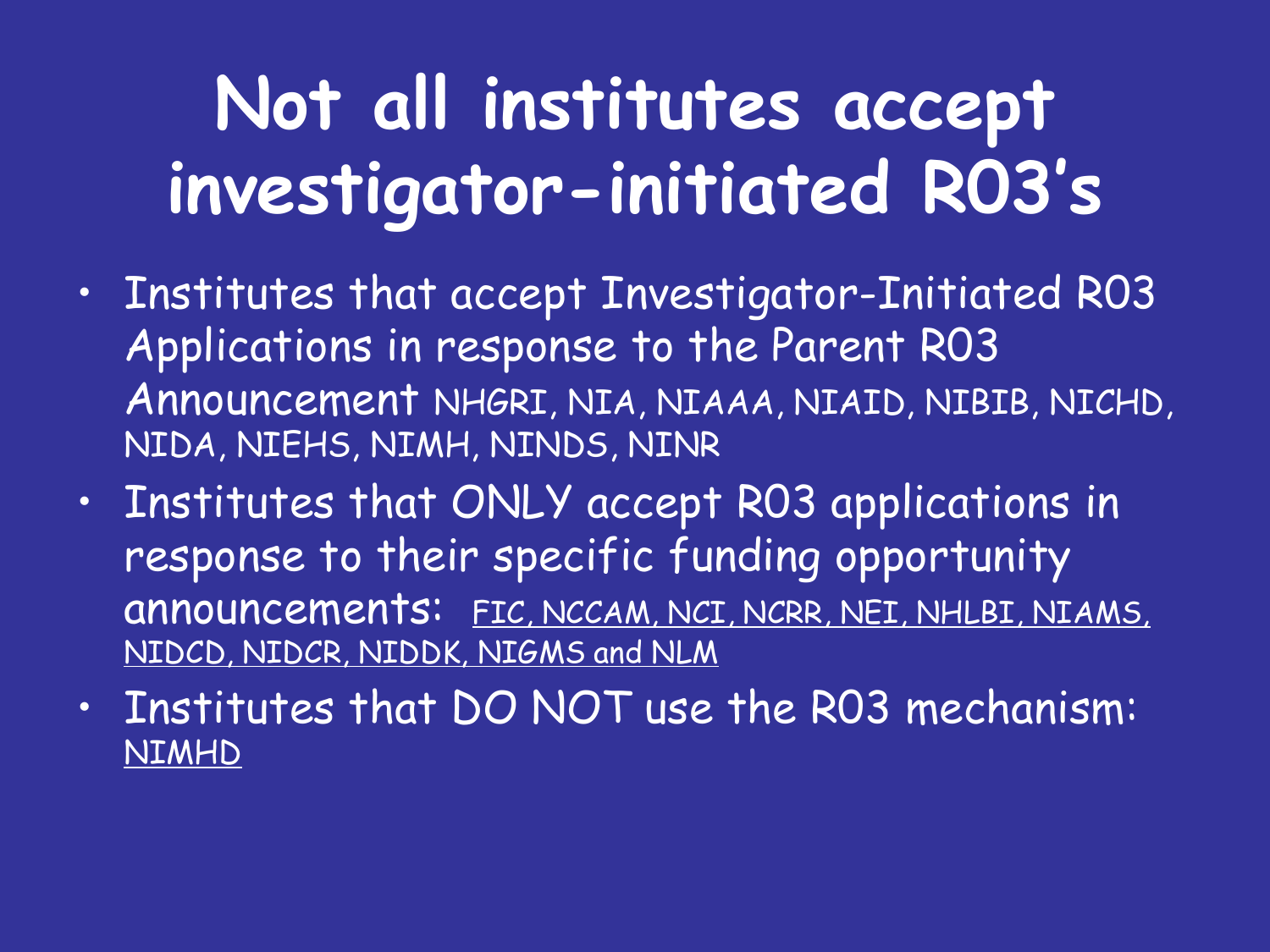# Not all institutes accept investigator-initiated R03's

- Institutes that accept Investigator-Initiated R03 Applications in response to the Parent R03 Announcement NHGRI, NIA, NIAAA, NIAID, NIBIB, NICHD, NIDA, NIEHS, NIMH, NINDS, NINR
- Institutes that ONLY accept R03 applications in response to their specific funding opportunity announcements: FIC, NCCAM, NCI, NCRR, NEI, NHLBI, NIAMS, NIDCD, NIDCR, NIDDK, NIGMS and NLM
- Institutes that DO NOT use the R03 mechanism: NIMHD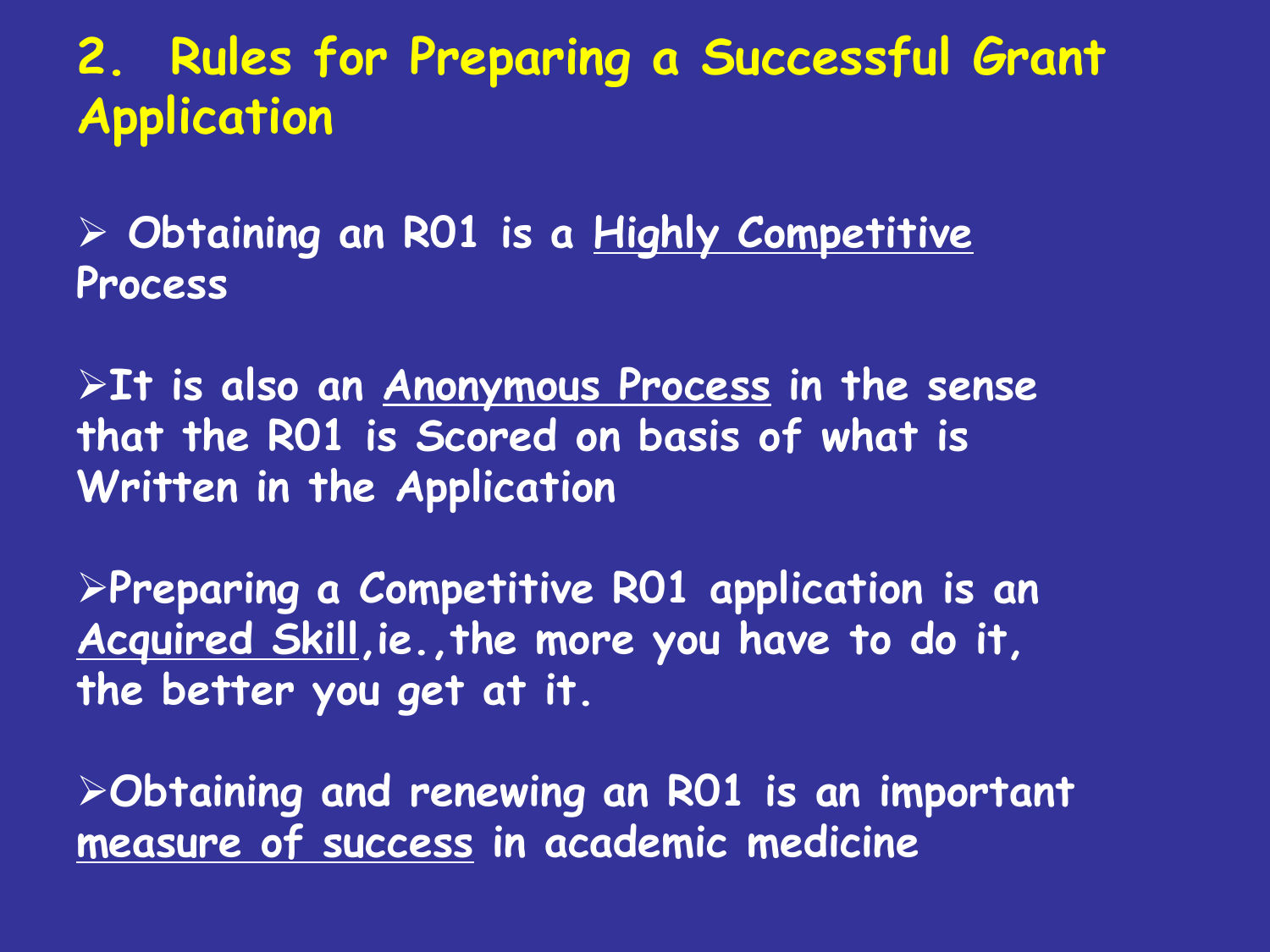## 2. Rules for Preparing a Successful Grant Application

- Obtaining an R01 is a <u>Highly Competitive</u> Process

- It is also an <u>Anonymous Process</u> in the sense that the R01 is Scored on basis of what is Written in the Application

- Preparing a Competitive R01 application is an <u>Acquired Skill</u>,ie.,the more you have to do it, the better you get at it.

- Obtaining and renewing an R01 is an important <u>measure of success</u> in academic medicine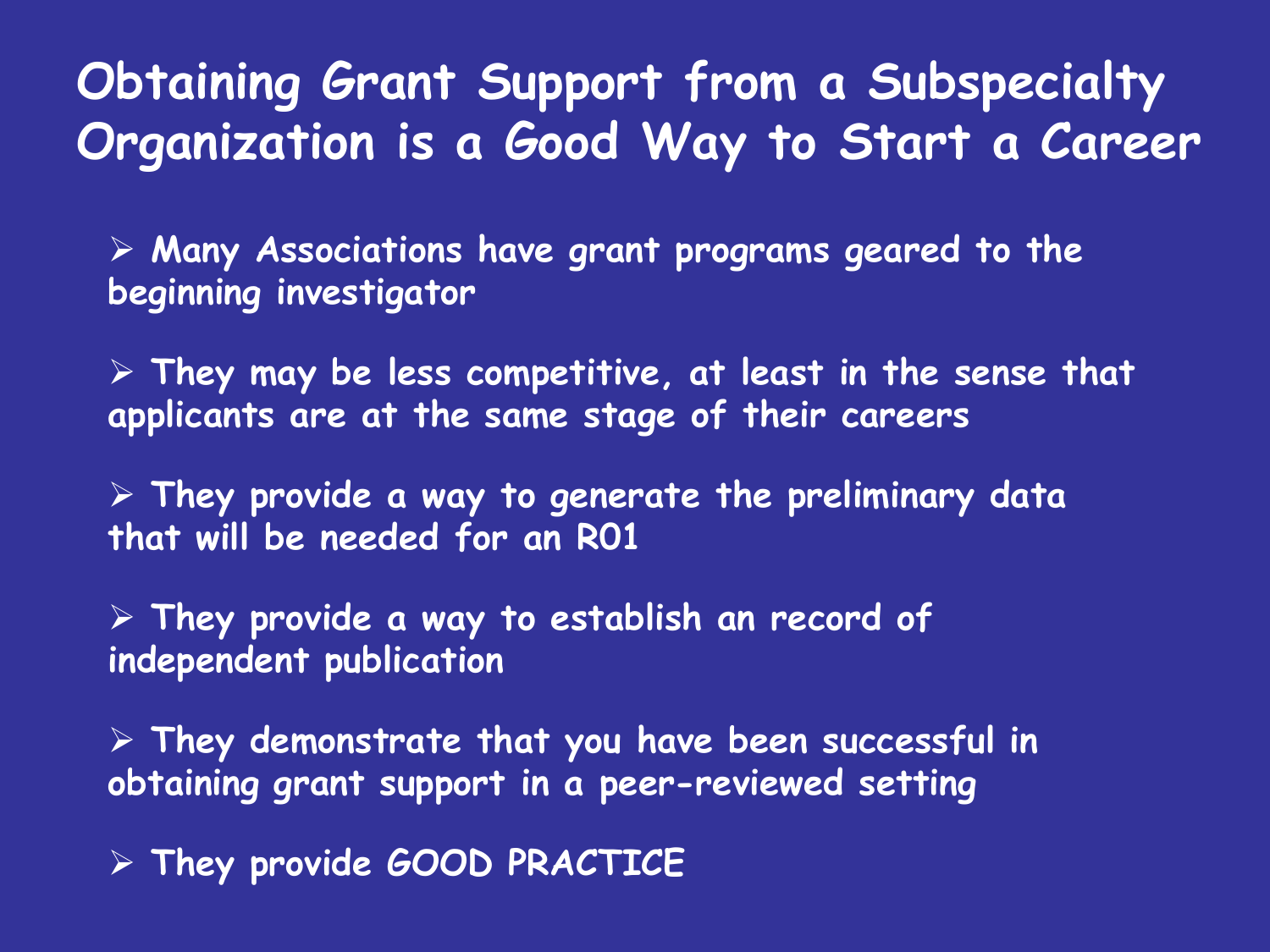# Obtaining Grant Support from a Subspecialty Organization is a Good Way to Start a Career

- Many Associations have grant programs geared to the beginning investigator
- They may be less competitive, at least in the sense that applicants are at the same stage of their careers
- They provide a way to generate the preliminary data that will be needed for an R01
- They provide a way to establish an record of independent publication
- They demonstrate that you have been successful in obtaining grant support in a peer-reviewed setting
- They provide GOOD PRACTICE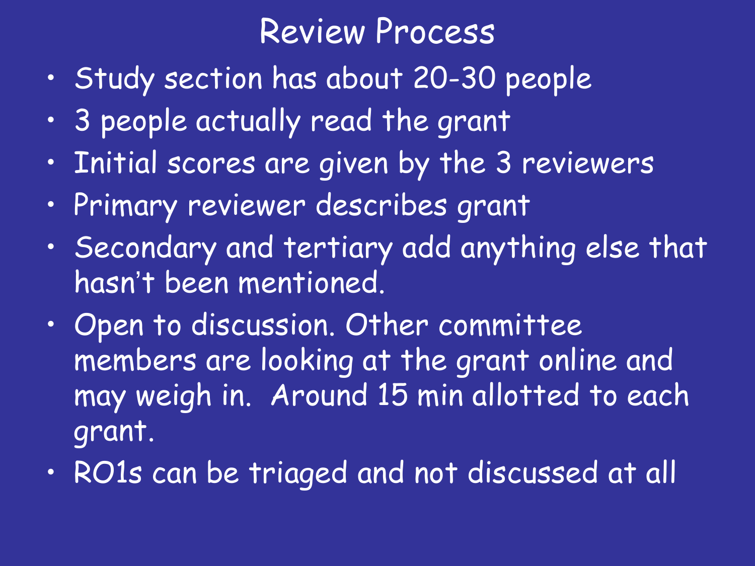# Review Process

- Study section has about 20-30 people
- 3 people actually read the grant
- Initial scores are given by the 3 reviewers
- Primary reviewer describes grant
- Secondary and tertiary add anything else that hasn't been mentioned.
- Open to discussion. Other committee members are looking at the grant online and may weigh in. Around 15 min allotted to each grant.
- RO1s can be triaged and not discussed at all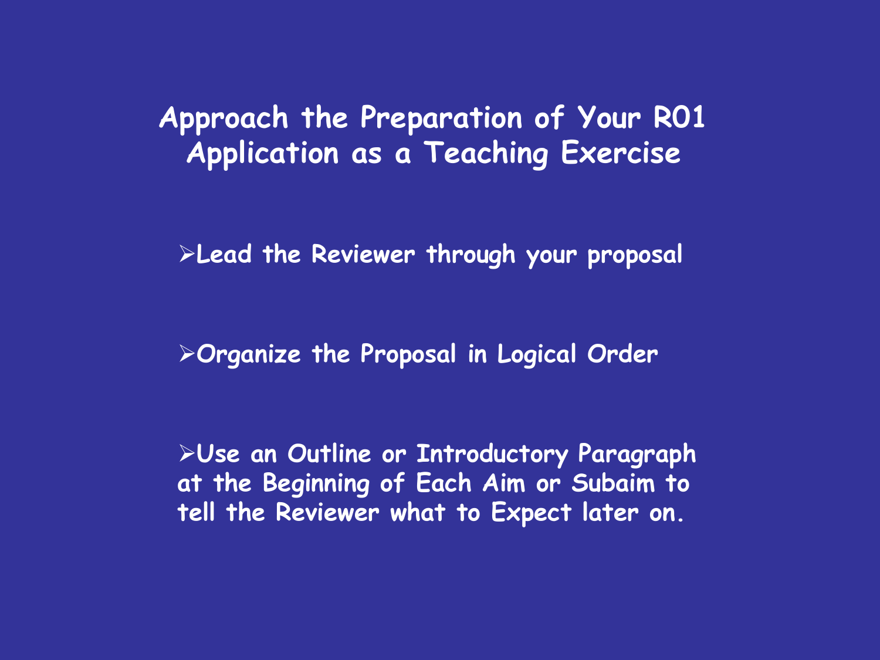# Approach the Preparation of Your R01 Application as a Teaching Exercise

- **Lead the Reviewer through your proposal**
- **Organize the Proposal in Logical Order**
- **Use an Outline or Introductory Paragraph at the Beginning of Each Aim or Subaim to tell the Reviewer what to Expect later on.**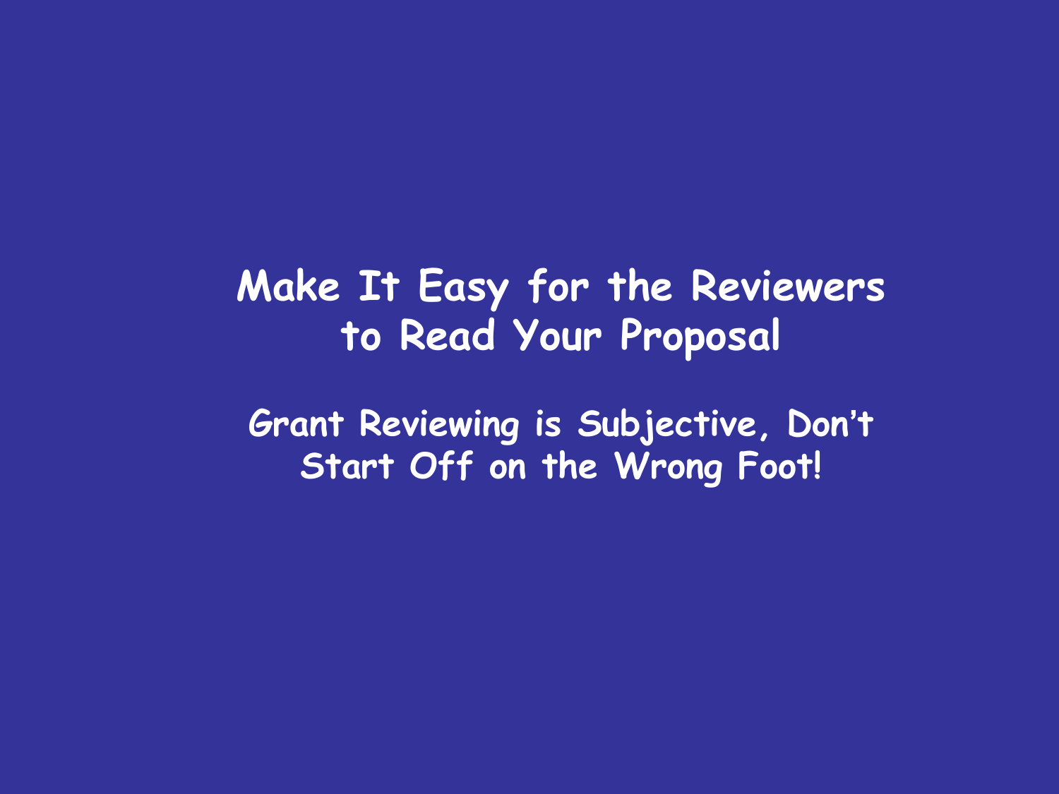# Make It Easy for the Reviewers to Read Your Proposal

## Grant Reviewing is Subjective, Don't Start Off on the Wrong Foot!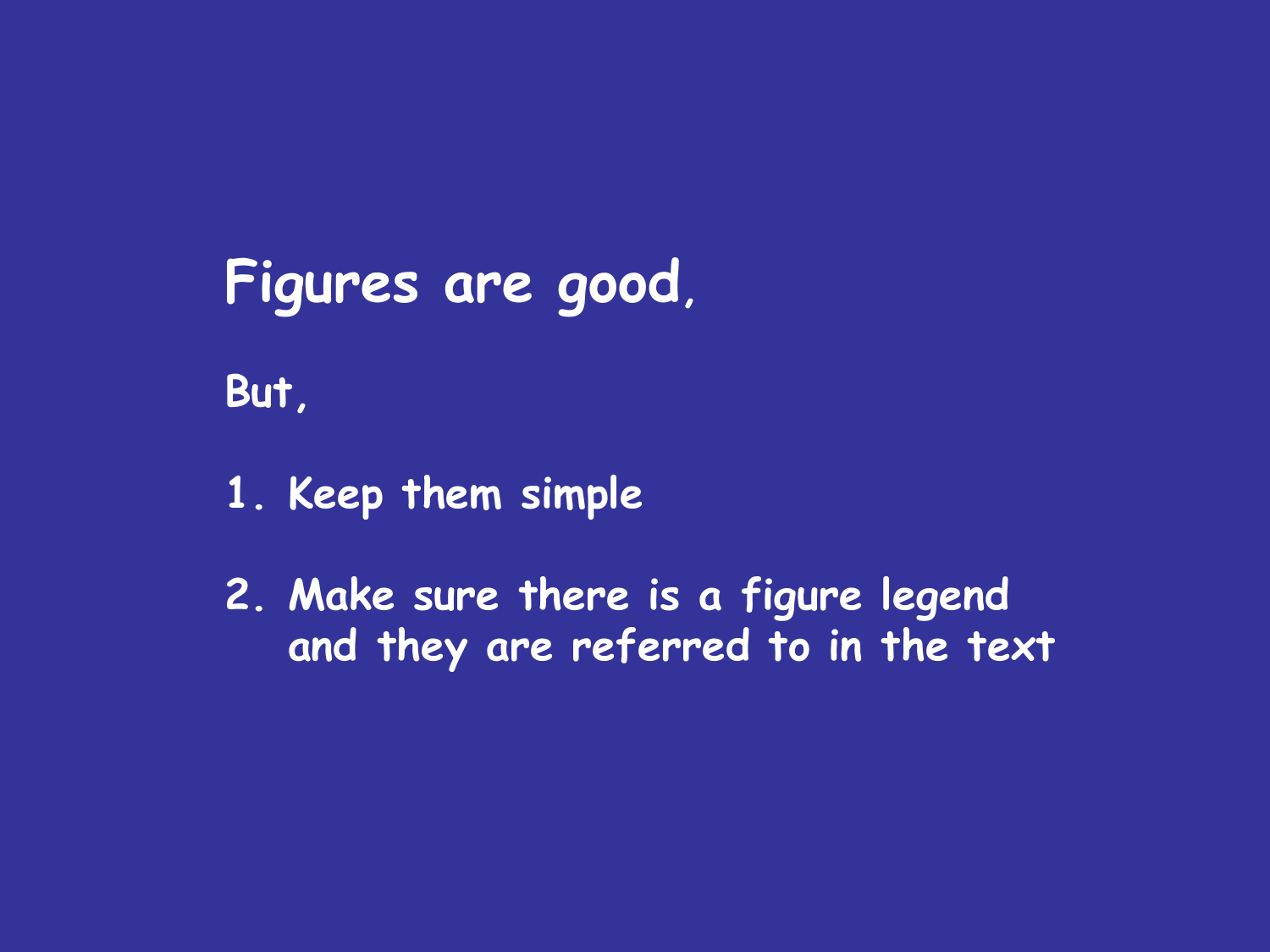## Figures are good,

**But,**

1. **Keep them simple**
2. **Make sure there is a figure legend and they are referred to in the text**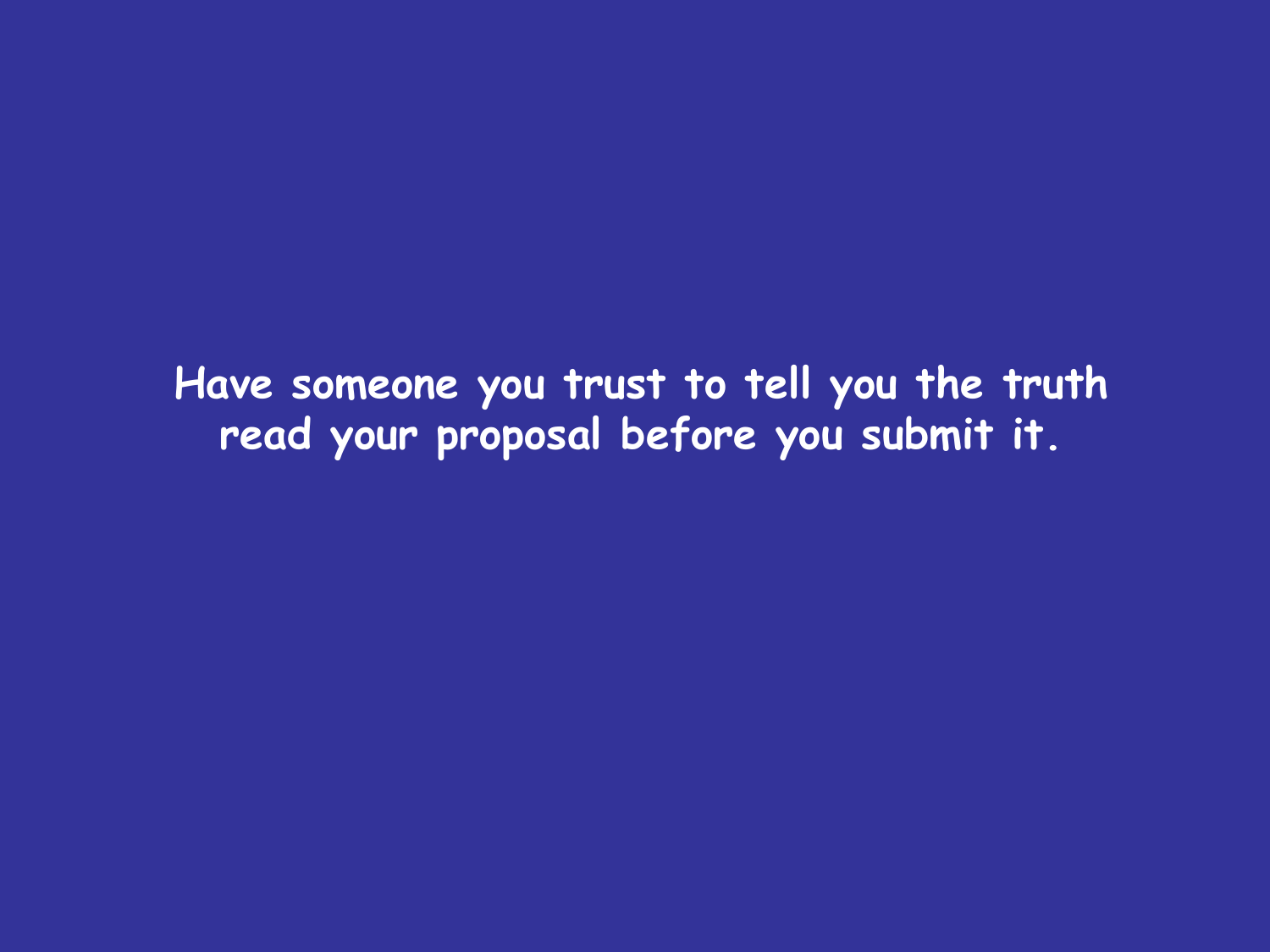**Have someone you trust to tell you the truth read your proposal before you submit it.**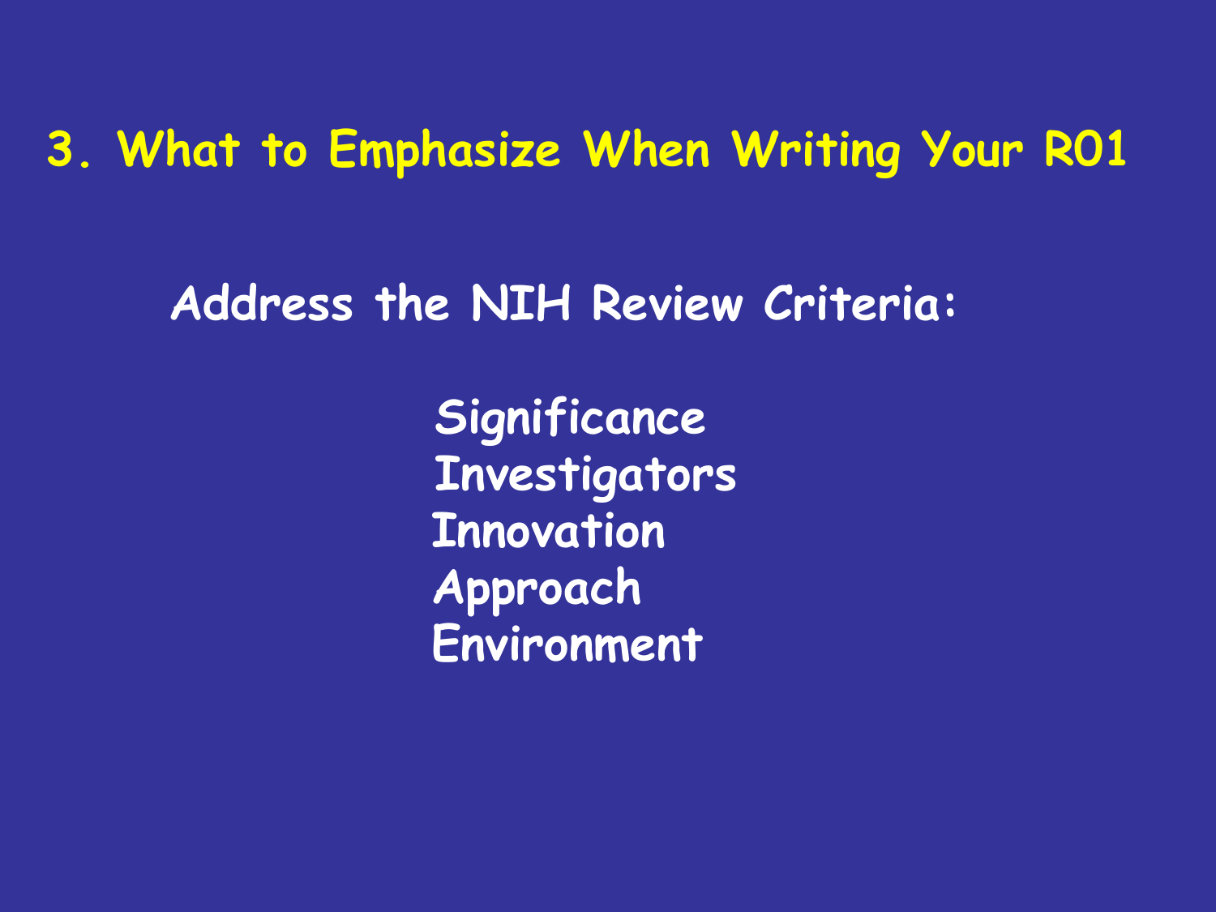# 3. What to Emphasize When Writing Your R01

**Address the NIH Review Criteria:**

- Significance
- Investigators
- Innovation
- Approach
- Environment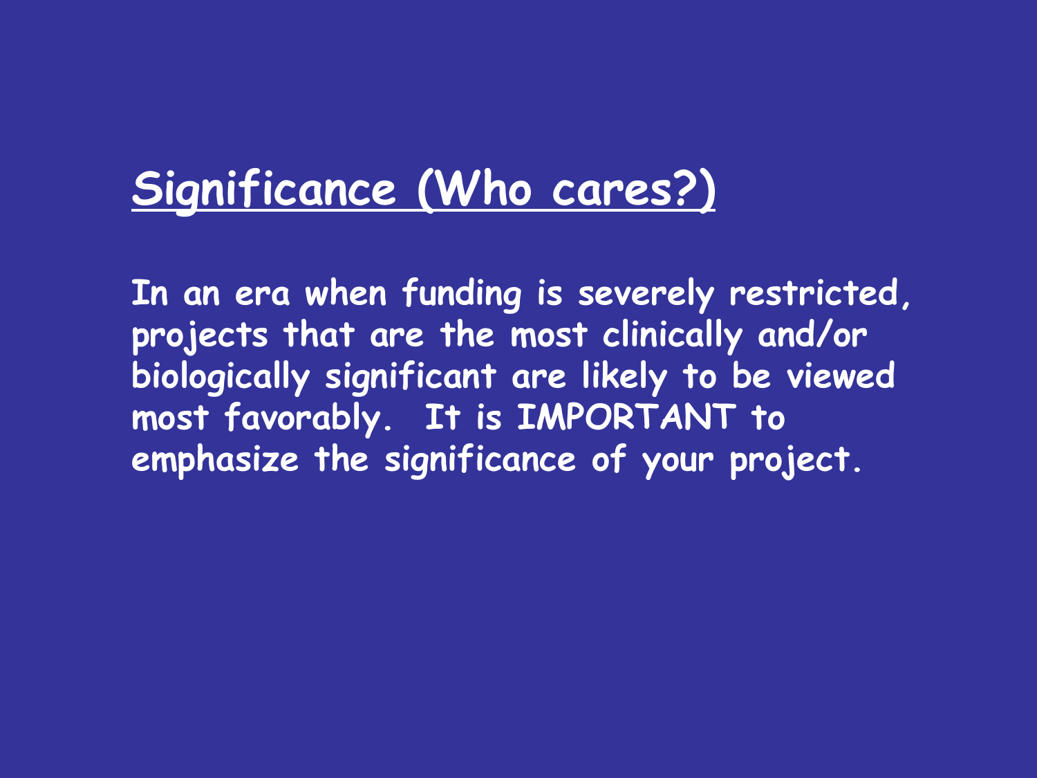## Significance (Who cares?)

In an era when funding is severely restricted, projects that are the most clinically and/or biologically significant are likely to be viewed most favorably. It is IMPORTANT to emphasize the significance of your project.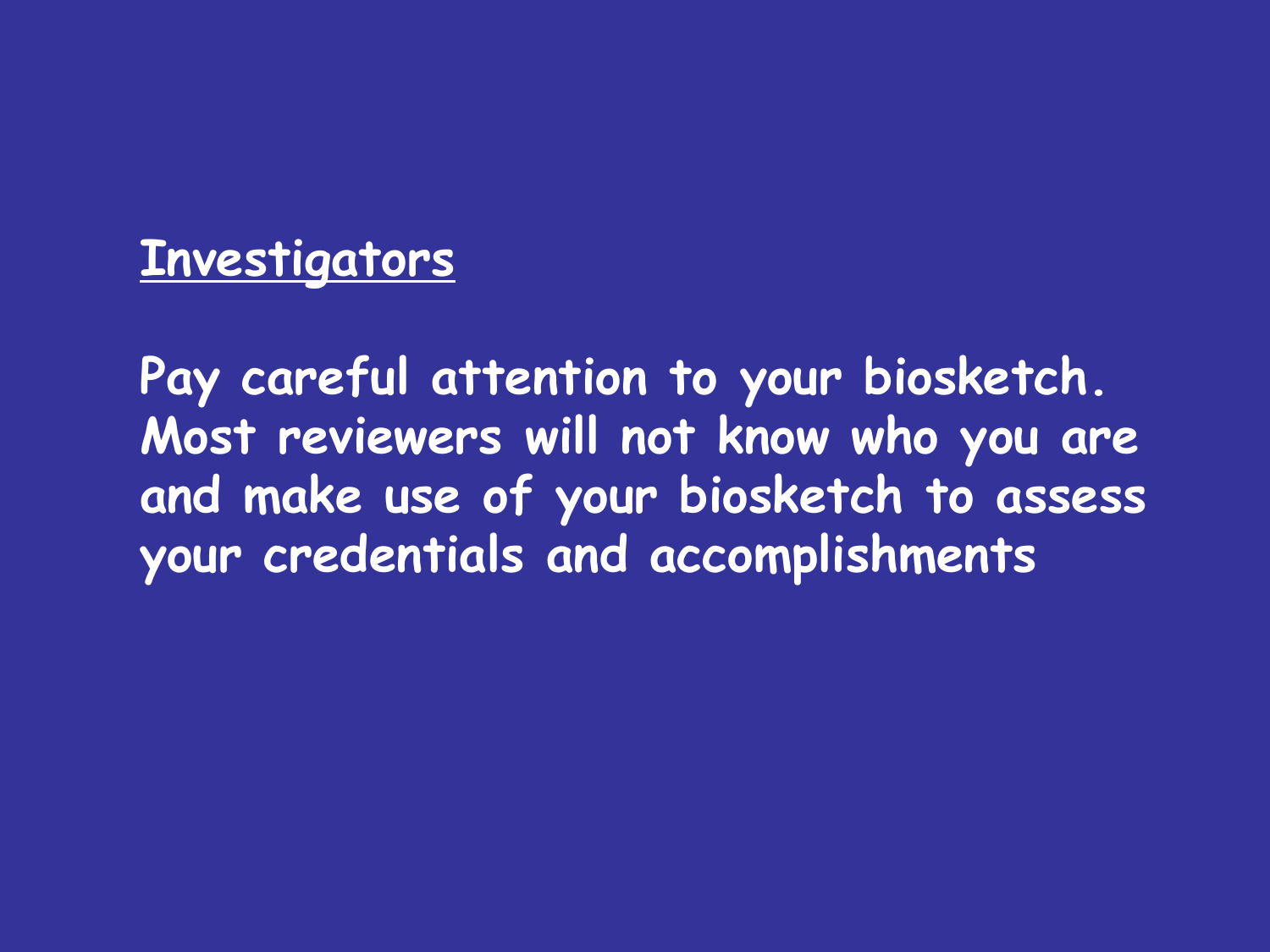## Investigators

**Pay careful attention to your biosketch. Most reviewers will not know who you are and make use of your biosketch to assess your credentials and accomplishments**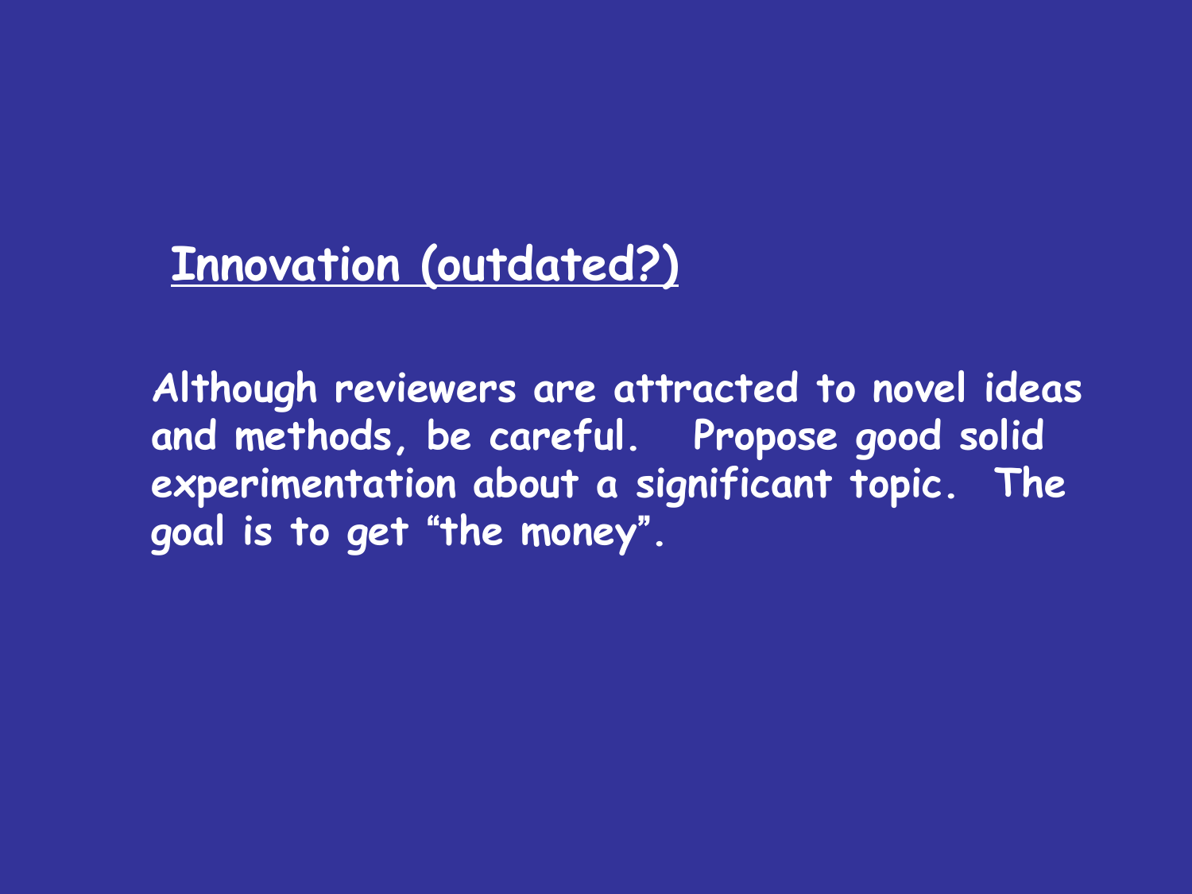## Innovation (outdated?)

**Although reviewers are attracted to novel ideas and methods, be careful. Propose good solid experimentation about a significant topic. The goal is to get "the money".**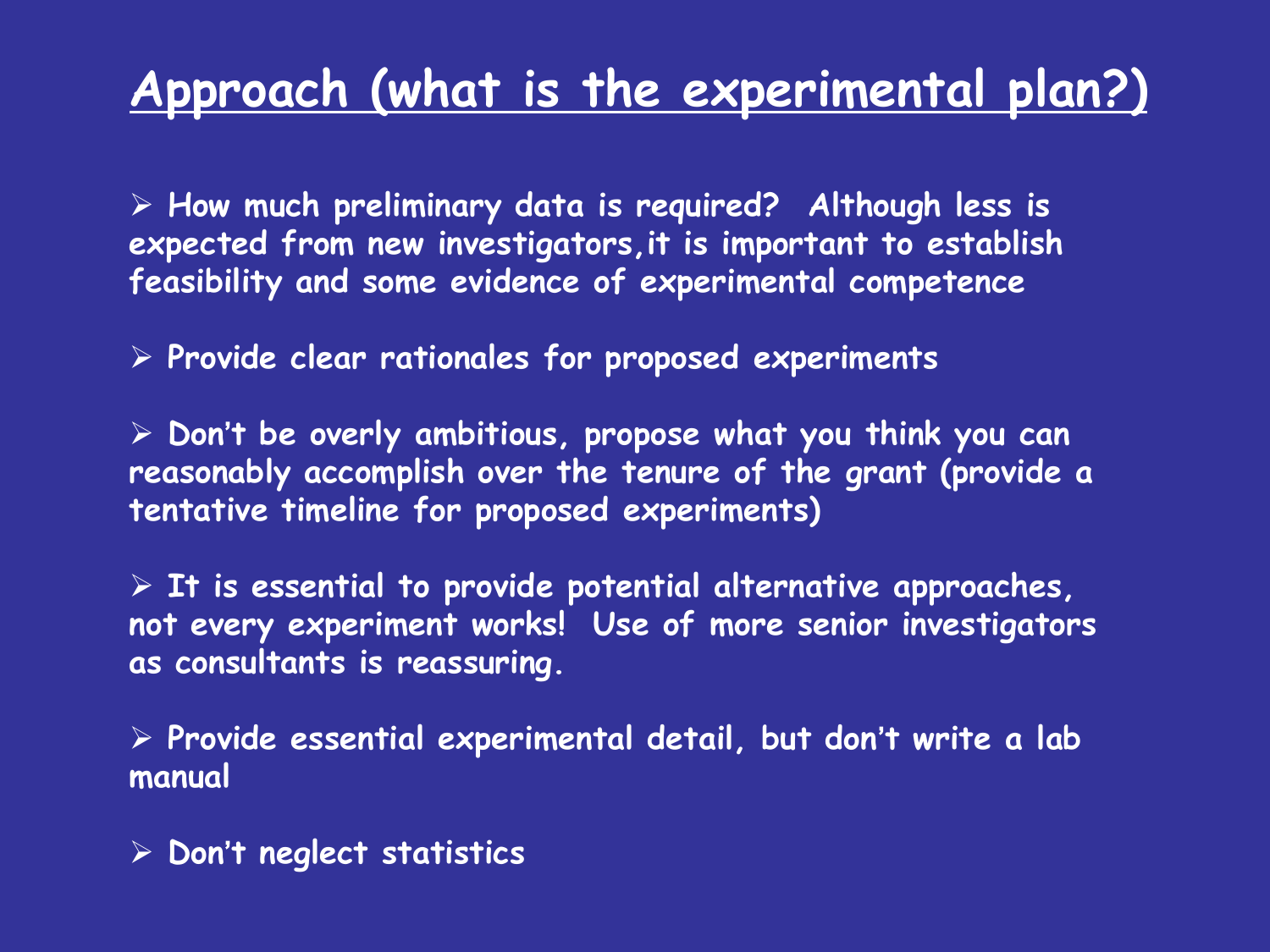# Approach (what is the experimental plan?)

- How much preliminary data is required? Although less is expected from new investigators, it is important to establish feasibility and some evidence of experimental competence
- Provide clear rationales for proposed experiments
- Don't be overly ambitious, propose what you think you can reasonably accomplish over the tenure of the grant (provide a tentative timeline for proposed experiments)
- It is essential to provide potential alternative approaches, not every experiment works! Use of more senior investigators as consultants is reassuring.
- Provide essential experimental detail, but don't write a lab manual
- Don't neglect statistics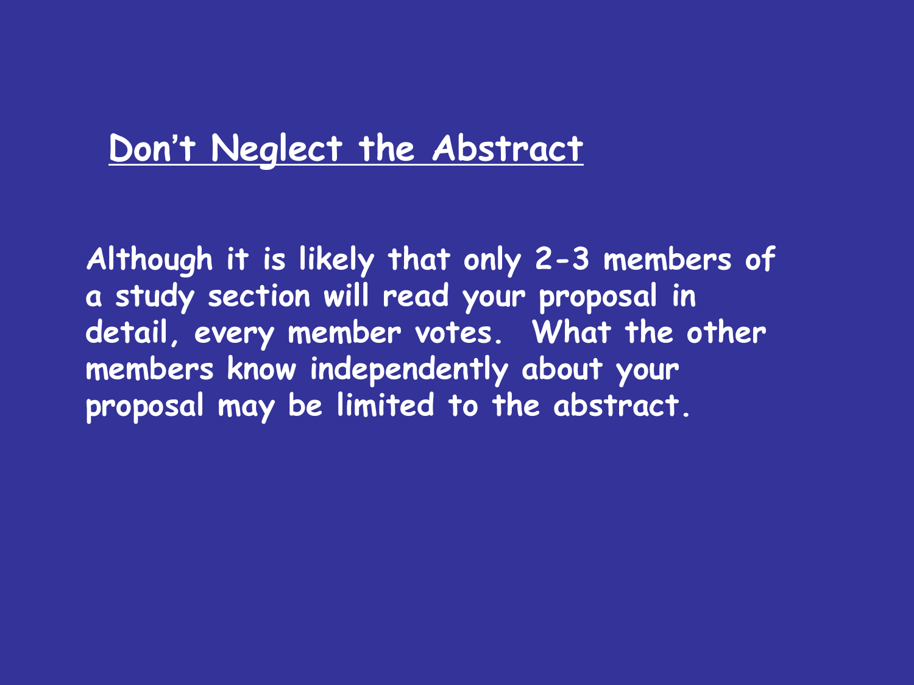## Don't Neglect the Abstract

Although it is likely that only 2-3 members of a study section will read your proposal in detail, every member votes. What the other members know independently about your proposal may be limited to the abstract.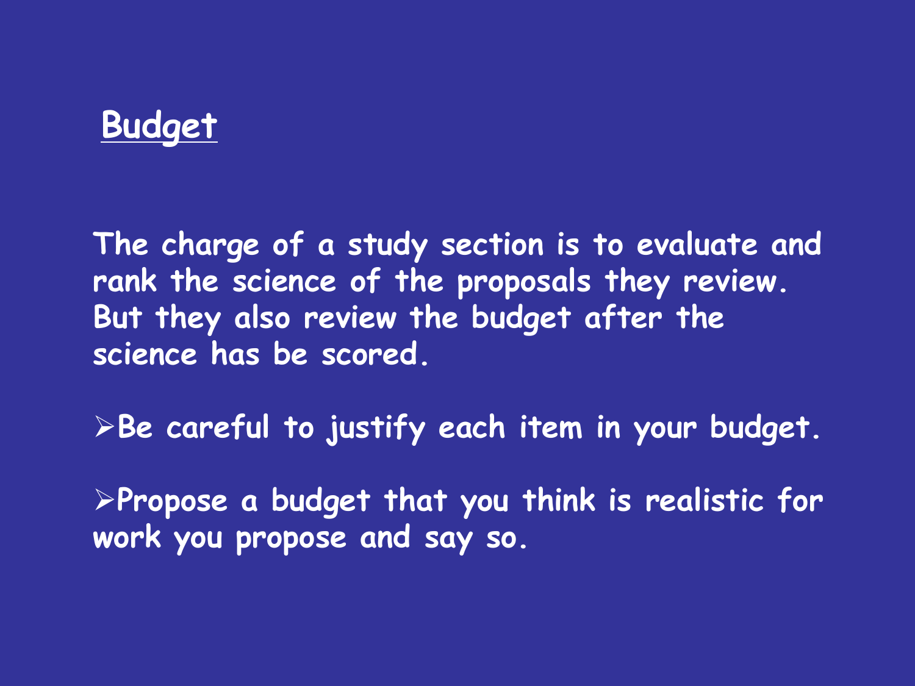# Budget

The charge of a study section is to evaluate and rank the science of the proposals they review. But they also review the budget after the science has be scored.

- Be careful to justify each item in your budget.
- Propose a budget that you think is realistic for work you propose and say so.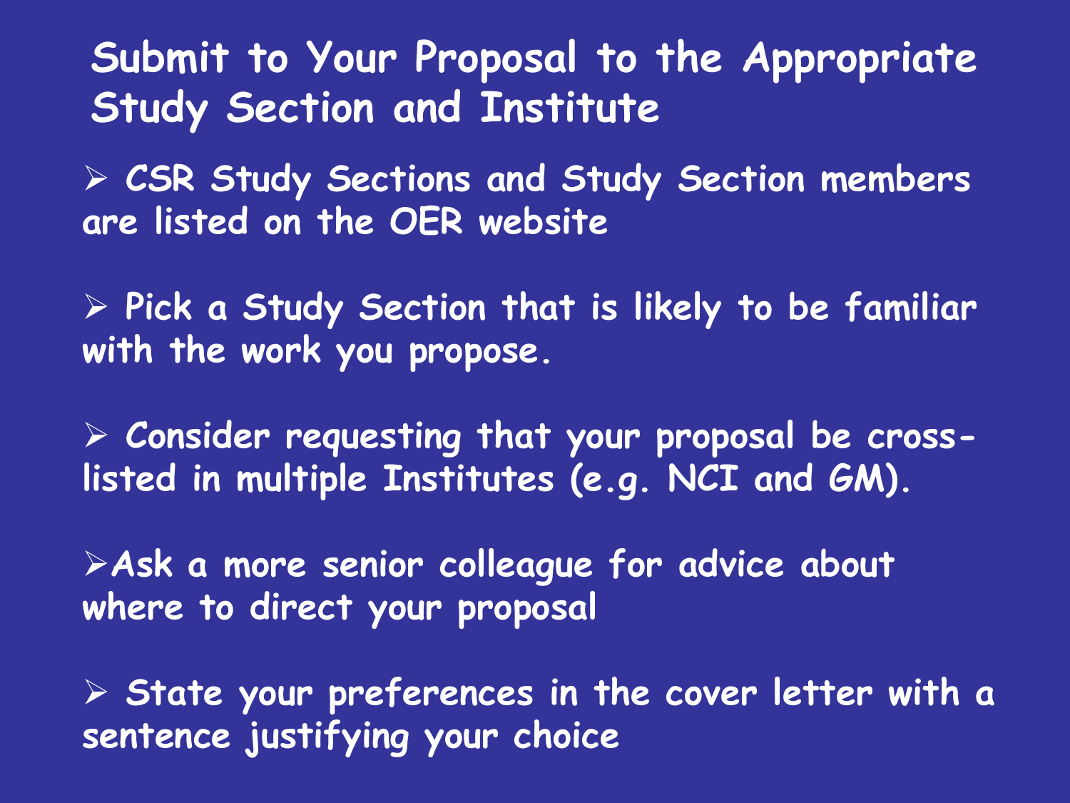# Submit to Your Proposal to the Appropriate Study Section and Institute

- CSR Study Sections and Study Section members are listed on the OER website

- Pick a Study Section that is likely to be familiar with the work you propose.

- Consider requesting that your proposal be cross-listed in multiple Institutes (e.g. NCI and GM).

- Ask a more senior colleague for advice about where to direct your proposal

- State your preferences in the cover letter with a sentence justifying your choice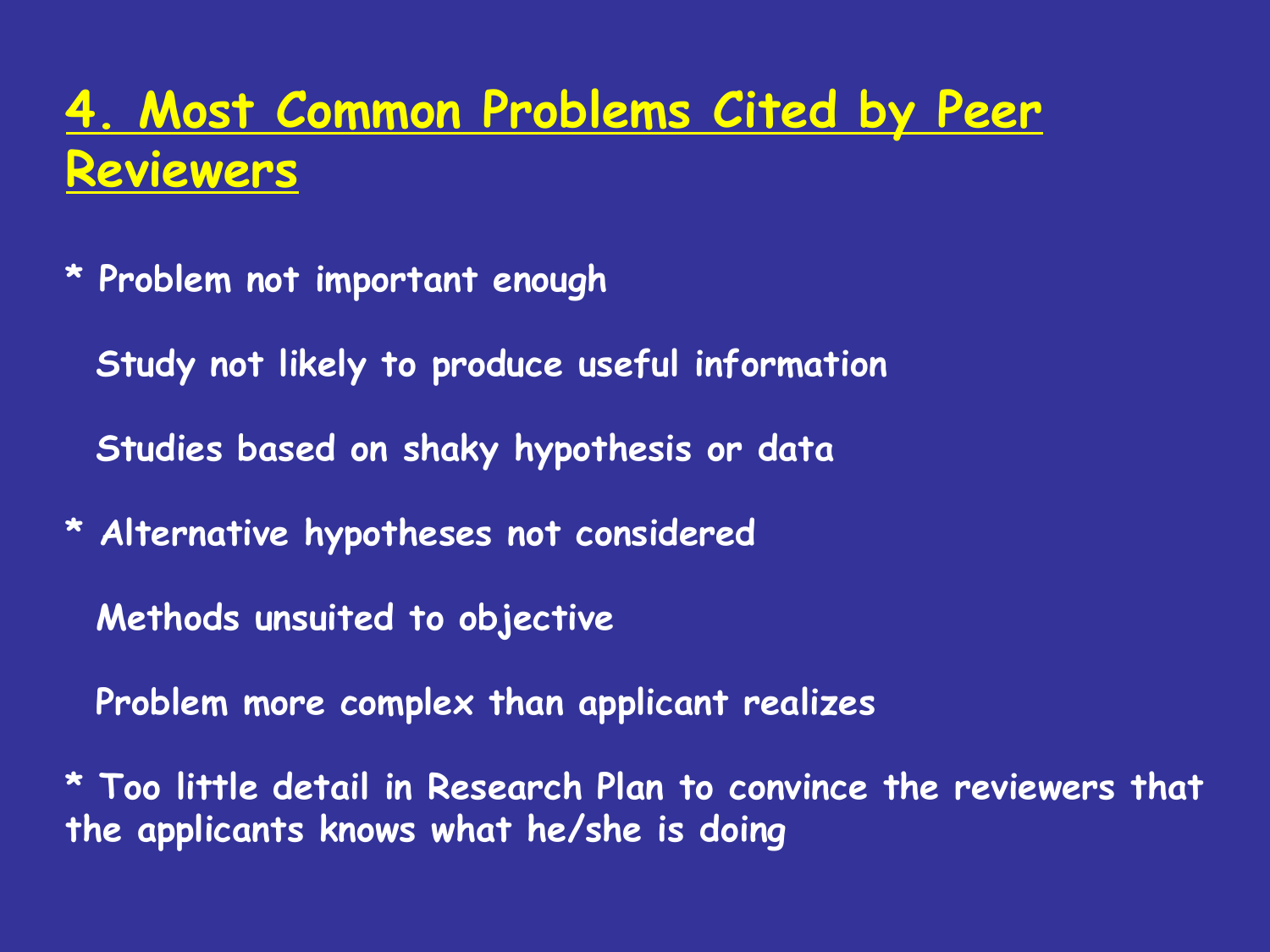# 4. Most Common Problems Cited by Peer Reviewers

* Problem not important enough

Study not likely to produce useful information

Studies based on shaky hypothesis or data

* Alternative hypotheses not considered

Methods unsuited to objective

Problem more complex than applicant realizes

* Too little detail in Research Plan to convince the reviewers that the applicants knows what he/she is doing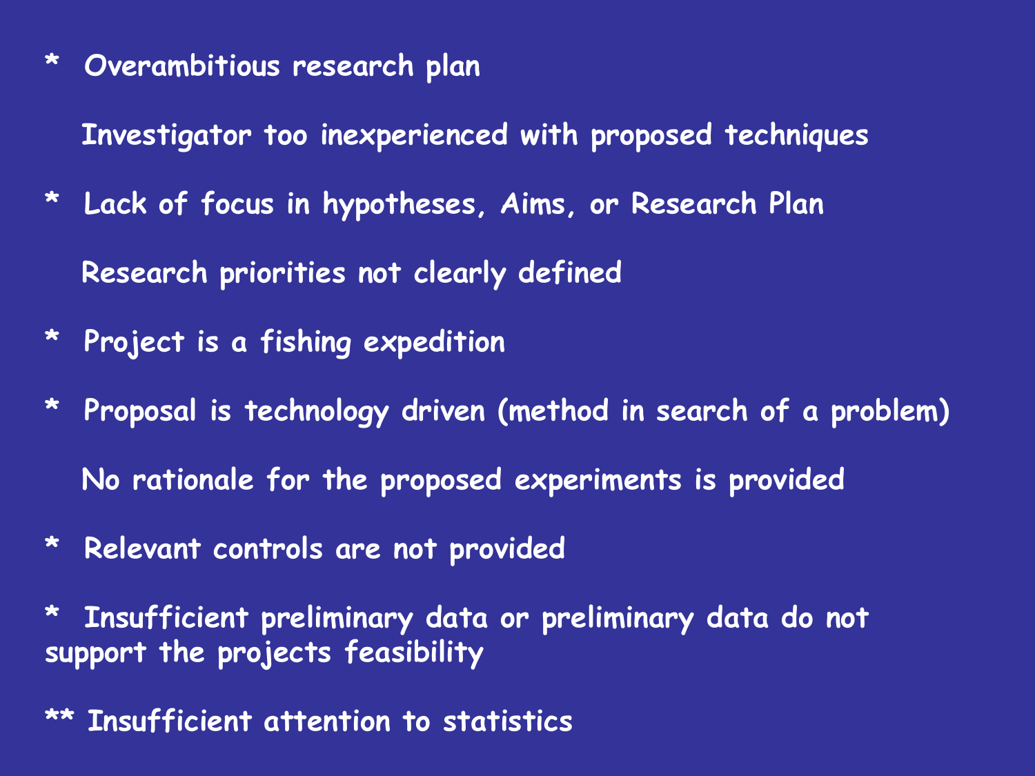* Overambitious research plan

Investigator too inexperienced with proposed techniques

* Lack of focus in hypotheses, Aims, or Research Plan

Research priorities not clearly defined

* Project is a fishing expedition

* Proposal is technology driven (method in search of a problem)

No rationale for the proposed experiments is provided

* Relevant controls are not provided

* Insufficient preliminary data or preliminary data do not support the projects feasibility

** Insufficient attention to statistics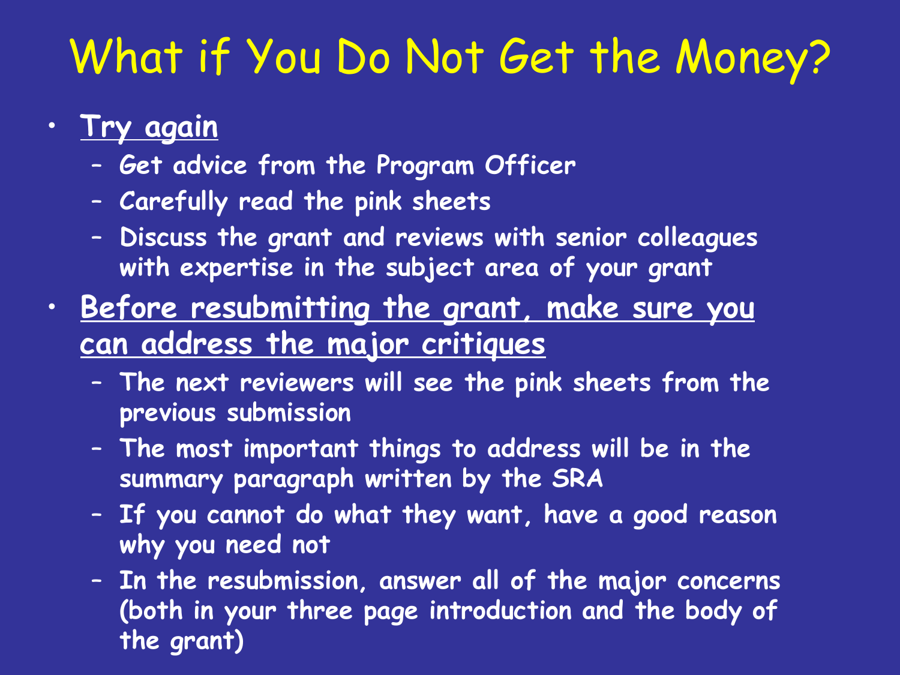# What if You Do Not Get the Money?

- **Try again**
  - Get advice from the Program Officer
  - Carefully read the pink sheets
  - Discuss the grant and reviews with senior colleagues with expertise in the subject area of your grant
- **Before resubmitting the grant, make sure you can address the major critiques**
  - The next reviewers will see the pink sheets from the previous submission
  - The most important things to address will be in the summary paragraph written by the SRA
  - If you cannot do what they want, have a good reason why you need not
  - In the resubmission, answer all of the major concerns (both in your three page introduction and the body of the grant)